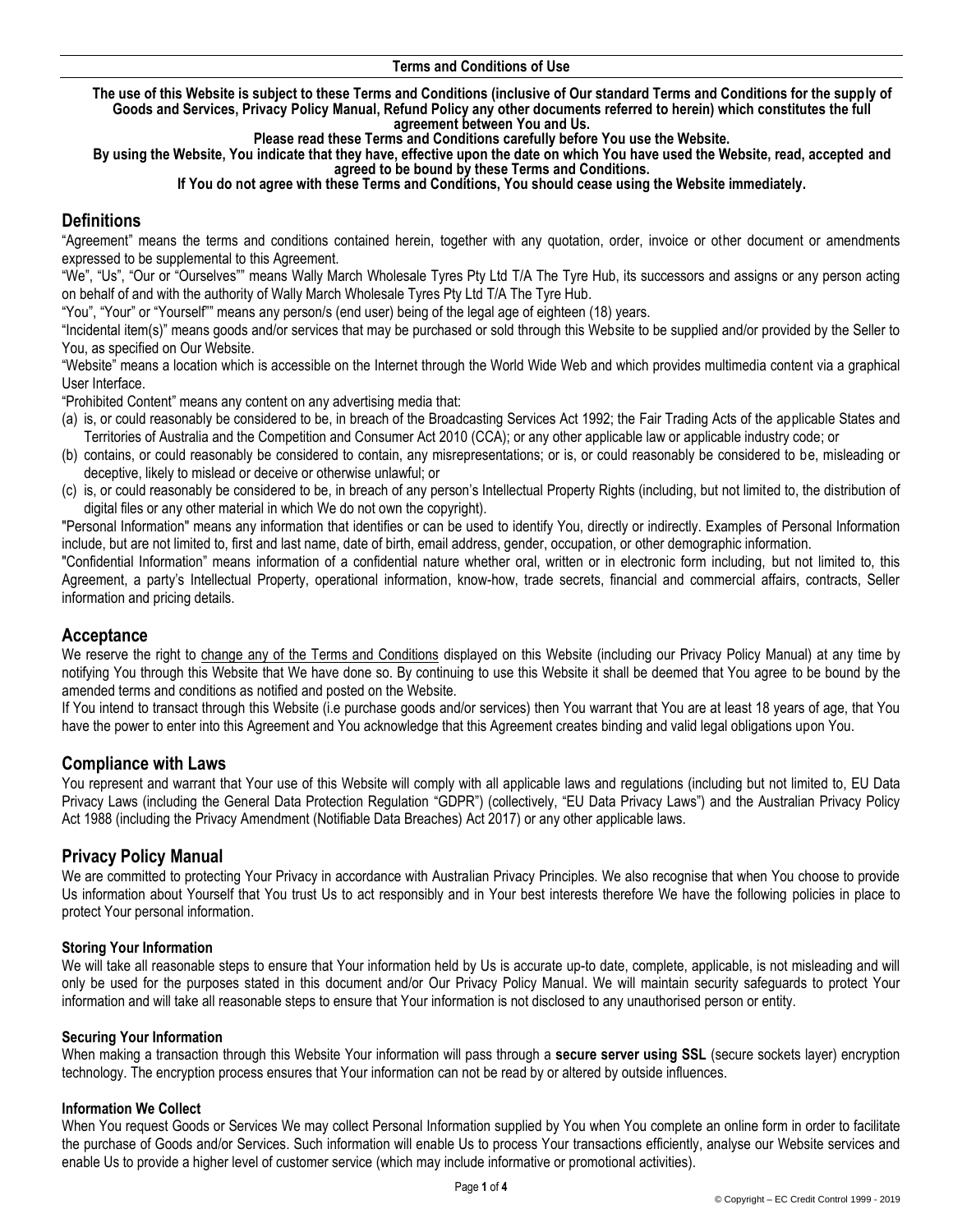# Terms and Conditions of Use

**The use of this Website is subject to these Terms and Conditions (inclusive of Our standard Terms and Conditions for the supply of Goods and Services, Privacy Policy Manual, Refund Policy any other documents referred to herein) which constitutes the full agreement between You and Us.**

**Please read these Terms and Conditions carefully before You use the Website.**

**By using the Website, You indicate that they have, effective upon the date on which You have used the Website, read, accepted and agreed to be bound by these Terms and Conditions.**

**If You do not agree with these Terms and Conditions, You should cease using the Website immediately.**

## Definitions

"Agreement" means the terms and conditions contained herein, together with any quotation, order, invoice or other document or amendments expressed to be supplemental to this Agreement.

"We", "Us", "Our or "Ourselves"" means Wally March Wholesale Tyres Pty Ltd T/A The Tyre Hub, its successors and assigns or any person acting on behalf of and with the authority of Wally March Wholesale Tyres Pty Ltd T/A The Tyre Hub.

"You", "Your" or "Yourself"" means any person/s (end user) being of the legal age of eighteen (18) years.

"Incidental item(s)" means goods and/or services that may be purchased or sold through this Website to be supplied and/or provided by the Seller to You, as specified on Our Website.

"Website" means a location which is accessible on the Internet through the World Wide Web and which provides multimedia content via a graphical User Interface.

"Prohibited Content" means any content on any advertising media that:

(a) is, or could reasonably be considered to be, in breach of the Broadcasting Services Act 1992; the Fair Trading Acts of the applicable States and Territories of Australia and the Competition and Consumer Act 2010 (CCA); or any other applicable law or applicable industry code; or
(b) contains, or could reasonably be considered to contain, any misrepresentations; or is, or could reasonably be considered to be, misleading or deceptive, likely to mislead or deceive or otherwise unlawful; or
(c) is, or could reasonably be considered to be, in breach of any person's Intellectual Property Rights (including, but not limited to, the distribution of digital files or any other material in which We do not own the copyright).

"Personal Information" means any information that identifies or can be used to identify You, directly or indirectly. Examples of Personal Information include, but are not limited to, first and last name, date of birth, email address, gender, occupation, or other demographic information.

"Confidential Information" means information of a confidential nature whether oral, written or in electronic form including, but not limited to, this Agreement, a party's Intellectual Property, operational information, know-how, trade secrets, financial and commercial affairs, contracts, Seller information and pricing details.

## Acceptance

We reserve the right to change any of the Terms and Conditions displayed on this Website (including our Privacy Policy Manual) at any time by notifying You through this Website that We have done so. By continuing to use this Website it shall be deemed that You agree to be bound by the amended terms and conditions as notified and posted on the Website.

If You intend to transact through this Website (i.e purchase goods and/or services) then You warrant that You are at least 18 years of age, that You have the power to enter into this Agreement and You acknowledge that this Agreement creates binding and valid legal obligations upon You.

## Compliance with Laws

You represent and warrant that Your use of this Website will comply with all applicable laws and regulations (including but not limited to, EU Data Privacy Laws (including the General Data Protection Regulation "GDPR") (collectively, "EU Data Privacy Laws") and the Australian Privacy Policy Act 1988 (including the Privacy Amendment (Notifiable Data Breaches) Act 2017) or any other applicable laws.

## Privacy Policy Manual

We are committed to protecting Your Privacy in accordance with Australian Privacy Principles. We also recognise that when You choose to provide Us information about Yourself that You trust Us to act responsibly and in Your best interests therefore We have the following policies in place to protect Your personal information.

### Storing Your Information

We will take all reasonable steps to ensure that Your information held by Us is accurate up-to date, complete, applicable, is not misleading and will only be used for the purposes stated in this document and/or Our Privacy Policy Manual. We will maintain security safeguards to protect Your information and will take all reasonable steps to ensure that Your information is not disclosed to any unauthorised person or entity.

### Securing Your Information

When making a transaction through this Website Your information will pass through a **secure server using SSL** (secure sockets layer) encryption technology. The encryption process ensures that Your information can not be read by or altered by outside influences.

### Information We Collect

When You request Goods or Services We may collect Personal Information supplied by You when You complete an online form in order to facilitate the purchase of Goods and/or Services. Such information will enable Us to process Your transactions efficiently, analyse our Website services and enable Us to provide a higher level of customer service (which may include informative or promotional activities).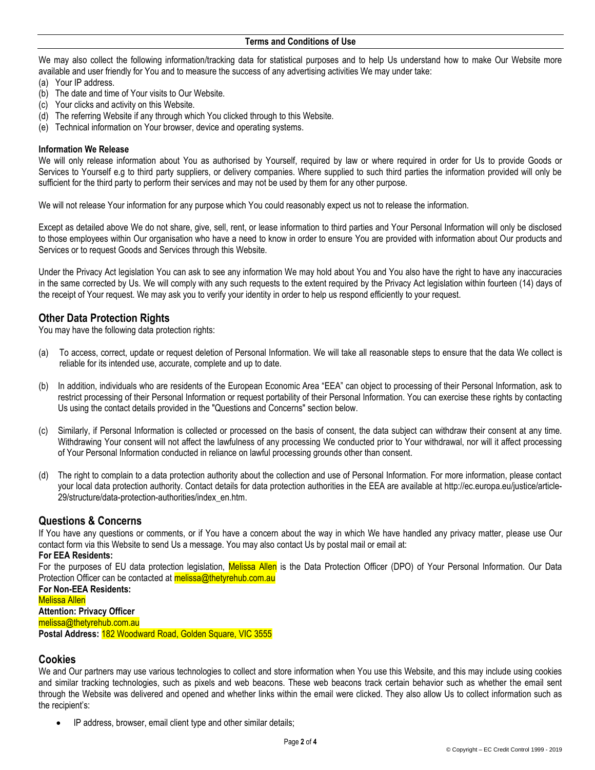We may also collect the following information/tracking data for statistical purposes and to help Us understand how to make Our Website more available and user friendly for You and to measure the success of any advertising activities We may under take:

(a) Your IP address.
(b) The date and time of Your visits to Our Website.
(c) Your clicks and activity on this Website.
(d) The referring Website if any through which You clicked through to this Website.
(e) Technical information on Your browser, device and operating systems.

**Information We Release**

We will only release information about You as authorised by Yourself, required by law or where required in order for Us to provide Goods or Services to Yourself e.g to third party suppliers, or delivery companies. Where supplied to such third parties the information provided will only be sufficient for the third party to perform their services and may not be used by them for any other purpose.

We will not release Your information for any purpose which You could reasonably expect us not to release the information.

Except as detailed above We do not share, give, sell, rent, or lease information to third parties and Your Personal Information will only be disclosed to those employees within Our organisation who have a need to know in order to ensure You are provided with information about Our products and Services or to request Goods and Services through this Website.

Under the Privacy Act legislation You can ask to see any information We may hold about You and You also have the right to have any inaccuracies in the same corrected by Us. We will comply with any such requests to the extent required by the Privacy Act legislation within fourteen (14) days of the receipt of Your request. We may ask you to verify your identity in order to help us respond efficiently to your request.

## Other Data Protection Rights

You may have the following data protection rights:

(a) To access, correct, update or request deletion of Personal Information. We will take all reasonable steps to ensure that the data We collect is reliable for its intended use, accurate, complete and up to date.

(b) In addition, individuals who are residents of the European Economic Area "EEA" can object to processing of their Personal Information, ask to restrict processing of their Personal Information or request portability of their Personal Information. You can exercise these rights by contacting Us using the contact details provided in the "Questions and Concerns" section below.

(c) Similarly, if Personal Information is collected or processed on the basis of consent, the data subject can withdraw their consent at any time. Withdrawing Your consent will not affect the lawfulness of any processing We conducted prior to Your withdrawal, nor will it affect processing of Your Personal Information conducted in reliance on lawful processing grounds other than consent.

(d) The right to complain to a data protection authority about the collection and use of Personal Information. For more information, please contact your local data protection authority. Contact details for data protection authorities in the EEA are available at http://ec.europa.eu/justice/article-29/structure/data-protection-authorities/index_en.htm.

## Questions & Concerns

If You have any questions or comments, or if You have a concern about the way in which We have handled any privacy matter, please use Our contact form via this Website to send Us a message. You may also contact Us by postal mail or email at:

**For EEA Residents:**

For the purposes of EU data protection legislation, Melissa Allen is the Data Protection Officer (DPO) of Your Personal Information. Our Data Protection Officer can be contacted at melissa@thetyrehub.com.au

**For Non-EEA Residents:**

Melissa Allen
**Attention: Privacy Officer**
melissa@thetyrehub.com.au
**Postal Address:** 182 Woodward Road, Golden Square, VIC 3555

## Cookies

We and Our partners may use various technologies to collect and store information when You use this Website, and this may include using cookies and similar tracking technologies, such as pixels and web beacons. These web beacons track certain behavior such as whether the email sent through the Website was delivered and opened and whether links within the email were clicked. They also allow Us to collect information such as the recipient's:

- IP address, browser, email client type and other similar details;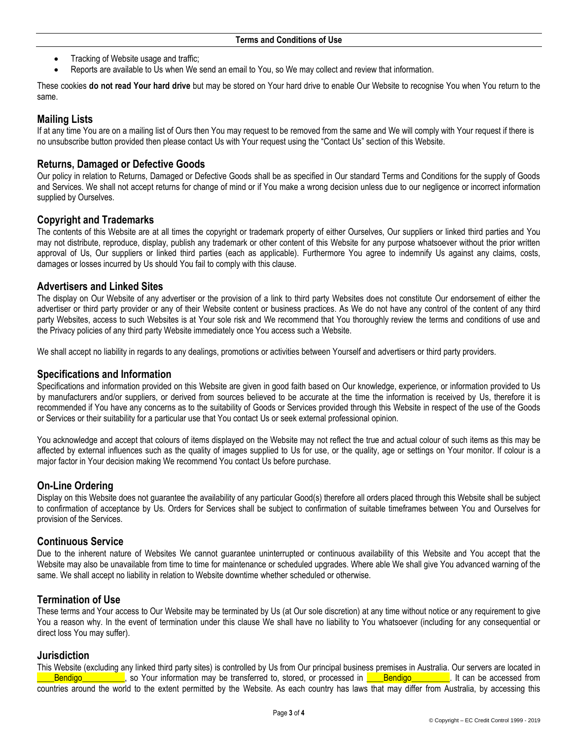- Tracking of Website usage and traffic;
- Reports are available to Us when We send an email to You, so We may collect and review that information.

These cookies **do not read Your hard drive** but may be stored on Your hard drive to enable Our Website to recognise You when You return to the same.

## Mailing Lists

If at any time You are on a mailing list of Ours then You may request to be removed from the same and We will comply with Your request if there is no unsubscribe button provided then please contact Us with Your request using the "Contact Us" section of this Website.

## Returns, Damaged or Defective Goods

Our policy in relation to Returns, Damaged or Defective Goods shall be as specified in Our standard Terms and Conditions for the supply of Goods and Services. We shall not accept returns for change of mind or if You make a wrong decision unless due to our negligence or incorrect information supplied by Ourselves.

## Copyright and Trademarks

The contents of this Website are at all times the copyright or trademark property of either Ourselves, Our suppliers or linked third parties and You may not distribute, reproduce, display, publish any trademark or other content of this Website for any purpose whatsoever without the prior written approval of Us, Our suppliers or linked third parties (each as applicable). Furthermore You agree to indemnify Us against any claims, costs, damages or losses incurred by Us should You fail to comply with this clause.

## Advertisers and Linked Sites

The display on Our Website of any advertiser or the provision of a link to third party Websites does not constitute Our endorsement of either the advertiser or third party provider or any of their Website content or business practices. As We do not have any control of the content of any third party Websites, access to such Websites is at Your sole risk and We recommend that You thoroughly review the terms and conditions of use and the Privacy policies of any third party Website immediately once You access such a Website.

We shall accept no liability in regards to any dealings, promotions or activities between Yourself and advertisers or third party providers.

## Specifications and Information

Specifications and information provided on this Website are given in good faith based on Our knowledge, experience, or information provided to Us by manufacturers and/or suppliers, or derived from sources believed to be accurate at the time the information is received by Us, therefore it is recommended if You have any concerns as to the suitability of Goods or Services provided through this Website in respect of the use of the Goods or Services or their suitability for a particular use that You contact Us or seek external professional opinion.

You acknowledge and accept that colours of items displayed on the Website may not reflect the true and actual colour of such items as this may be affected by external influences such as the quality of images supplied to Us for use, or the quality, age or settings on Your monitor. If colour is a major factor in Your decision making We recommend You contact Us before purchase.

## On-Line Ordering

Display on this Website does not guarantee the availability of any particular Good(s) therefore all orders placed through this Website shall be subject to confirmation of acceptance by Us. Orders for Services shall be subject to confirmation of suitable timeframes between You and Ourselves for provision of the Services.

## Continuous Service

Due to the inherent nature of Websites We cannot guarantee uninterrupted or continuous availability of this Website and You accept that the Website may also be unavailable from time to time for maintenance or scheduled upgrades. Where able We shall give You advanced warning of the same. We shall accept no liability in relation to Website downtime whether scheduled or otherwise.

## Termination of Use

These terms and Your access to Our Website may be terminated by Us (at Our sole discretion) at any time without notice or any requirement to give You a reason why. In the event of termination under this clause We shall have no liability to You whatsoever (including for any consequential or direct loss You may suffer).

## Jurisdiction

This Website (excluding any linked third party sites) is controlled by Us from Our principal business premises in Australia. Our servers are located in ____Bendigo__________, so Your information may be transferred to, stored, or processed in ____Bendigo_________. It can be accessed from countries around the world to the extent permitted by the Website. As each country has laws that may differ from Australia, by accessing this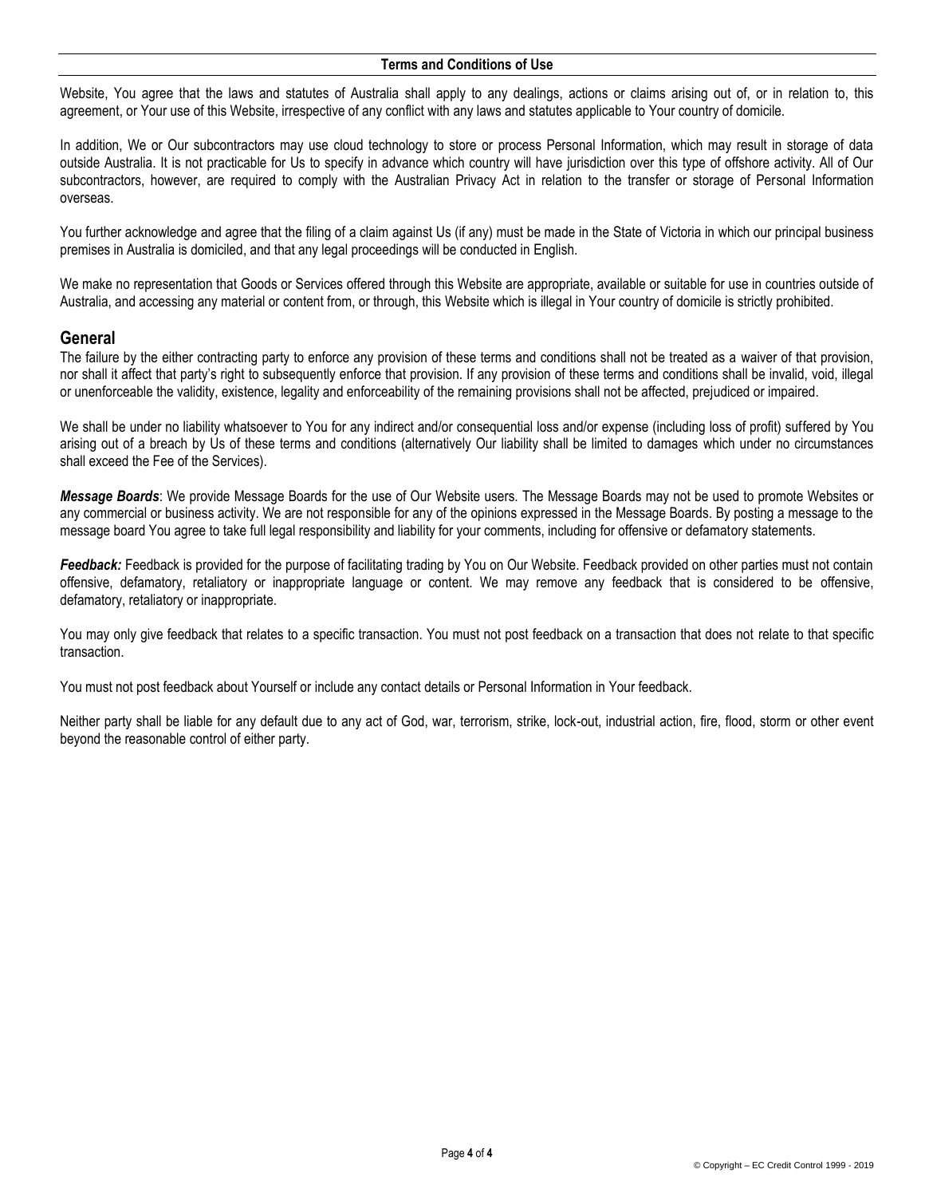Website, You agree that the laws and statutes of Australia shall apply to any dealings, actions or claims arising out of, or in relation to, this agreement, or Your use of this Website, irrespective of any conflict with any laws and statutes applicable to Your country of domicile.

In addition, We or Our subcontractors may use cloud technology to store or process Personal Information, which may result in storage of data outside Australia. It is not practicable for Us to specify in advance which country will have jurisdiction over this type of offshore activity. All of Our subcontractors, however, are required to comply with the Australian Privacy Act in relation to the transfer or storage of Personal Information overseas.

You further acknowledge and agree that the filing of a claim against Us (if any) must be made in the State of Victoria in which our principal business premises in Australia is domiciled, and that any legal proceedings will be conducted in English.

We make no representation that Goods or Services offered through this Website are appropriate, available or suitable for use in countries outside of Australia, and accessing any material or content from, or through, this Website which is illegal in Your country of domicile is strictly prohibited.

## General

The failure by the either contracting party to enforce any provision of these terms and conditions shall not be treated as a waiver of that provision, nor shall it affect that party's right to subsequently enforce that provision. If any provision of these terms and conditions shall be invalid, void, illegal or unenforceable the validity, existence, legality and enforceability of the remaining provisions shall not be affected, prejudiced or impaired.

We shall be under no liability whatsoever to You for any indirect and/or consequential loss and/or expense (including loss of profit) suffered by You arising out of a breach by Us of these terms and conditions (alternatively Our liability shall be limited to damages which under no circumstances shall exceed the Fee of the Services).

***Message Boards***: We provide Message Boards for the use of Our Website users. The Message Boards may not be used to promote Websites or any commercial or business activity. We are not responsible for any of the opinions expressed in the Message Boards. By posting a message to the message board You agree to take full legal responsibility and liability for your comments, including for offensive or defamatory statements.

***Feedback:*** Feedback is provided for the purpose of facilitating trading by You on Our Website. Feedback provided on other parties must not contain offensive, defamatory, retaliatory or inappropriate language or content. We may remove any feedback that is considered to be offensive, defamatory, retaliatory or inappropriate.

You may only give feedback that relates to a specific transaction. You must not post feedback on a transaction that does not relate to that specific transaction.

You must not post feedback about Yourself or include any contact details or Personal Information in Your feedback.

Neither party shall be liable for any default due to any act of God, war, terrorism, strike, lock-out, industrial action, fire, flood, storm or other event beyond the reasonable control of either party.